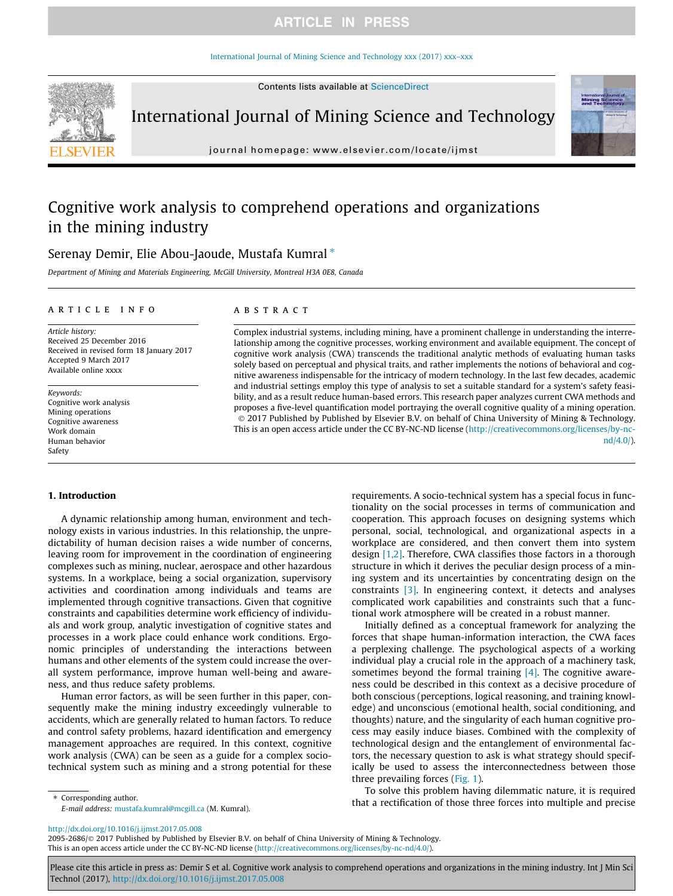# Cognitive work analysis to comprehend operations and organizations in the mining industry

Serenay Demir, Elie Abou-Jaoude, Mustafa Kumral *

*Department of Mining and Materials Engineering, McGill University, Montreal H3A 0E8, Canada*

## ARTICLE INFO

*Article history:*
Received 25 December 2016
Received in revised form 18 January 2017
Accepted 9 March 2017
Available online xxxx

*Keywords:*
Cognitive work analysis
Mining operations
Cognitive awareness
Work domain
Human behavior
Safety

## ABSTRACT

Complex industrial systems, including mining, have a prominent challenge in understanding the interrelationship among the cognitive processes, working environment and available equipment. The concept of cognitive work analysis (CWA) transcends the traditional analytic methods of evaluating human tasks solely based on perceptual and physical traits, and rather implements the notions of behavioral and cognitive awareness indispensable for the intricacy of modern technology. In the last few decades, academic and industrial settings employ this type of analysis to set a suitable standard for a system's safety feasibility, and as a result reduce human-based errors. This research paper analyzes current CWA methods and proposes a five-level quantification model portraying the overall cognitive quality of a mining operation.

© 2017 Published by Published by Elsevier B.V. on behalf of China University of Mining & Technology. This is an open access article under the CC BY-NC-ND license (http://creativecommons.org/licenses/by-nc-nd/4.0/).

## 1. Introduction

A dynamic relationship among human, environment and technology exists in various industries. In this relationship, the unpredictability of human decision raises a wide number of concerns, leaving room for improvement in the coordination of engineering complexes such as mining, nuclear, aerospace and other hazardous systems. In a workplace, being a social organization, supervisory activities and coordination among individuals and teams are implemented through cognitive transactions. Given that cognitive constraints and capabilities determine work efficiency of individuals and work group, analytic investigation of cognitive states and processes in a work place could enhance work conditions. Ergonomic principles of understanding the interactions between humans and other elements of the system could increase the overall system performance, improve human well-being and awareness, and thus reduce safety problems.

Human error factors, as will be seen further in this paper, consequently make the mining industry exceedingly vulnerable to accidents, which are generally related to human factors. To reduce and control safety problems, hazard identification and emergency management approaches are required. In this context, cognitive work analysis (CWA) can be seen as a guide for a complex socio-technical system such as mining and a strong potential for these requirements. A socio-technical system has a special focus in functionality on the social processes in terms of communication and cooperation. This approach focuses on designing systems which personal, social, technological, and organizational aspects in a workplace are considered, and then convert them into system design [1,2]. Therefore, CWA classifies those factors in a thorough structure in which it derives the peculiar design process of a mining system and its uncertainties by concentrating design on the constraints [3]. In engineering context, it detects and analyses complicated work capabilities and constraints such that a functional work atmosphere will be created in a robust manner.

Initially defined as a conceptual framework for analyzing the forces that shape human-information interaction, the CWA faces a perplexing challenge. The psychological aspects of a working individual play a crucial role in the approach of a machinery task, sometimes beyond the formal training [4]. The cognitive awareness could be described in this context as a decisive procedure of both conscious (perceptions, logical reasoning, and training knowledge) and unconscious (emotional health, social conditioning, and thoughts) nature, and the singularity of each human cognitive process may easily induce biases. Combined with the complexity of technological design and the entanglement of environmental factors, the necessary question to ask is what strategy should specifically be used to assess the interconnectedness between those three prevailing forces (Fig. 1).

To solve this problem having dilemmatic nature, it is required that a rectification of those three forces into multiple and precise

\* Corresponding author.
*E-mail address:* mustafa.kumral@mcgill.ca (M. Kumral).

http://dx.doi.org/10.1016/j.ijmst.2017.05.008
2095-2686/© 2017 Published by Published by Elsevier B.V. on behalf of China University of Mining & Technology.
This is an open access article under the CC BY-NC-ND license (http://creativecommons.org/licenses/by-nc-nd/4.0/).

Please cite this article in press as: Demir S et al. Cognitive work analysis to comprehend operations and organizations in the mining industry. Int J Min Sci Technol (2017), http://dx.doi.org/10.1016/j.ijmst.2017.05.008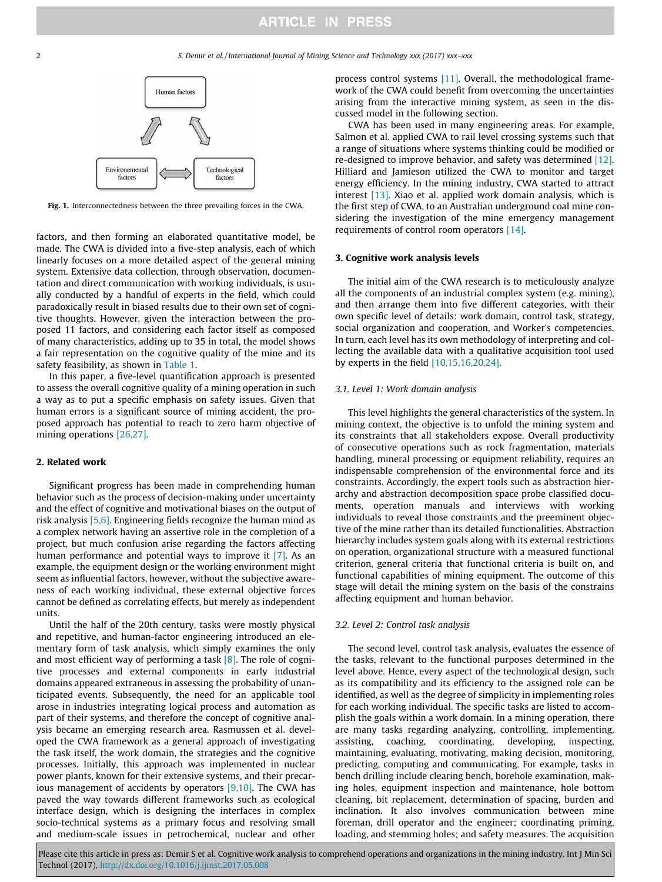Fig. 1. Interconnectedness between the three prevailing forces in the CWA.

factors, and then forming an elaborated quantitative model, be made. The CWA is divided into a five-step analysis, each of which linearly focuses on a more detailed aspect of the general mining system. Extensive data collection, through observation, documentation and direct communication with working individuals, is usually conducted by a handful of experts in the field, which could paradoxically result in biased results due to their own set of cognitive thoughts. However, given the interaction between the proposed 11 factors, and considering each factor itself as composed of many characteristics, adding up to 35 in total, the model shows a fair representation on the cognitive quality of the mine and its safety features, as shown in Table 1.

In this paper, a five-level quantification approach is presented to assess the overall cognitive quality of a mining operation in such a way as to put a specific emphasis on safety issues. Given that human errors is a significant source of mining accident, the proposed approach has potential to reach to zero harm objective of mining operations [26,27].

## 2. Related work

Significant progress has been made in comprehending human behavior such as the process of decision-making under uncertainty and the effect of cognitive and motivational biases on the output of risk analysis [5,6]. Engineering fields recognize the human mind as a complex network having an assertive role in the completion of a project, but much confusion arise regarding the factors affecting human performance and potential ways to improve it [7]. As an example, the equipment design or the working environment might seem as influential factors, however, without the subjective awareness of each working individual, these external objective forces cannot be defined as correlating effects, but merely as independent units.

Until the half of the 20th century, tasks were mostly physical and repetitive, and human-factor engineering introduced an elementary form of task analysis, which simply examines the only and most efficient way of performing a task [8]. The role of cognitive processes and external components in early industrial domains appeared extraneous in assessing the probability of unanticipated events. Subsequently, the need for an applicable tool arose in industries integrating logical process and automation as part of their systems, and therefore the concept of cognitive analysis became an emerging research area. Rasmussen et al. developed the CWA framework as a general approach of investigating the task itself, the work domain, the strategies and the cognitive processes. Initially, this approach was implemented in nuclear power plants, known for their extensive systems, and their precarious management of accidents by operators [9,10]. The CWA has paved the way towards different frameworks such as ecological interface design, which is designing the interfaces in complex socio-technical systems as a primary focus and resolving small and medium-scale issues in petrochemical, nuclear and other process control systems [11]. Overall, the methodological framework of the CWA could benefit from overcoming the uncertainties arising from the interactive mining system, as seen in the discussed model in the following section.

CWA has been used in many engineering areas. For example, Salmon et al. applied CWA to rail level crossing systems such that a range of situations where systems thinking could be modified or re-designed to improve behavior, and safety was determined [12]. Hilliard and Jamieson utilized the CWA to monitor and target energy efficiency. In the mining industry, CWA started to attract interest [13]. Xiao et al. applied work domain analysis, which is the first step of CWA, to an Australian underground coal mine considering the investigation of the mine emergency management requirements of control room operators [14].

## 3. Cognitive work analysis levels

The initial aim of the CWA research is to meticulously analyze all the components of an industrial complex system (e.g. mining), and then arrange them into five different categories, with their own specific level of details: work domain, control task, strategy, social organization and cooperation, and Worker's competencies. In turn, each level has its own methodology of interpreting and collecting the available data with a qualitative acquisition tool used by experts in the field [10,15,16,20,24].

### 3.1. Level 1: Work domain analysis

This level highlights the general characteristics of the system. In mining context, the objective is to unfold the mining system and its constraints that all stakeholders expose. Overall productivity of consecutive operations such as rock fragmentation, materials handling, mineral processing or equipment reliability, requires an indispensable comprehension of the environmental force and its constraints. Accordingly, the expert tools such as abstraction hierarchy and abstraction decomposition space probe classified documents, operation manuals and interviews with working individuals to reveal those constraints and the preeminent objective of the mine rather than its detailed functionalities. Abstraction hierarchy includes system goals along with its external restrictions on operation, organizational structure with a measured functional criterion, general criteria that functional criteria is built on, and functional capabilities of mining equipment. The outcome of this stage will detail the mining system on the basis of the constrains affecting equipment and human behavior.

### 3.2. Level 2: Control task analysis

The second level, control task analysis, evaluates the essence of the tasks, relevant to the functional purposes determined in the level above. Hence, every aspect of the technological design, such as its compatibility and its efficiency to the assigned role can be identified, as well as the degree of simplicity in implementing roles for each working individual. The specific tasks are listed to accomplish the goals within a work domain. In a mining operation, there are many tasks regarding analyzing, controlling, implementing, assisting, coaching, coordinating, developing, inspecting, maintaining, evaluating, motivating, making decision, monitoring, predicting, computing and communicating. For example, tasks in bench drilling include clearing bench, borehole examination, making holes, equipment inspection and maintenance, hole bottom cleaning, bit replacement, determination of spacing, burden and inclination. It also involves communication between mine foreman, drill operator and the engineer; coordinating priming, loading, and stemming holes; and safety measures. The acquisition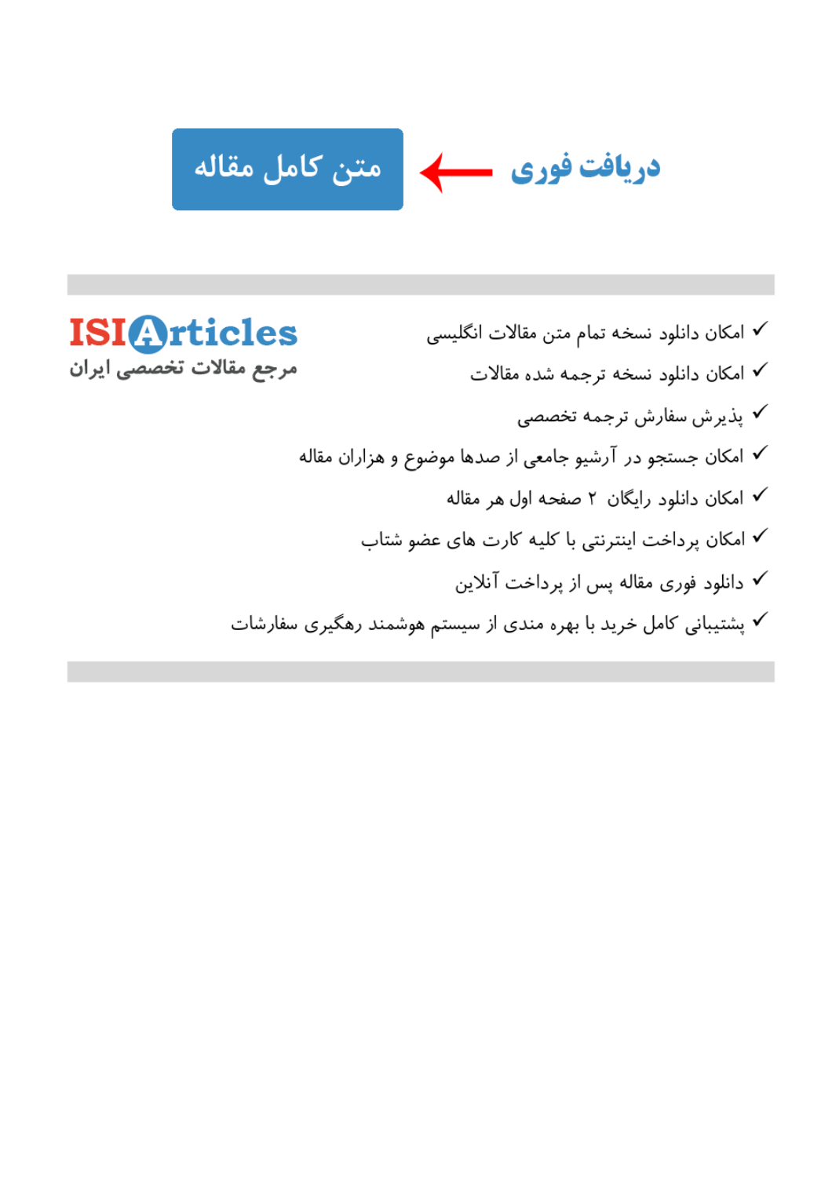دریافت فوری ← **متن کامل مقاله**

**ISIArticles**
مرجع مقالات تخصصی ایران

- ✓ امکان دانلود نسخه تمام متن مقالات انگلیسی
- ✓ امکان دانلود نسخه ترجمه شده مقالات
- ✓ پذیرش سفارش ترجمه تخصصی
- ✓ امکان جستجو در آرشیو جامعی از صدها موضوع و هزاران مقاله
- ✓ امکان دانلود رایگان ۲ صفحه اول هر مقاله
- ✓ امکان پرداخت اینترنتی با کلیه کارت های عضو شتاب
- ✓ دانلود فوری مقاله پس از پرداخت آنلاین
- ✓ پشتیبانی کامل خرید با بهره مندی از سیستم هوشمند رهگیری سفارشات